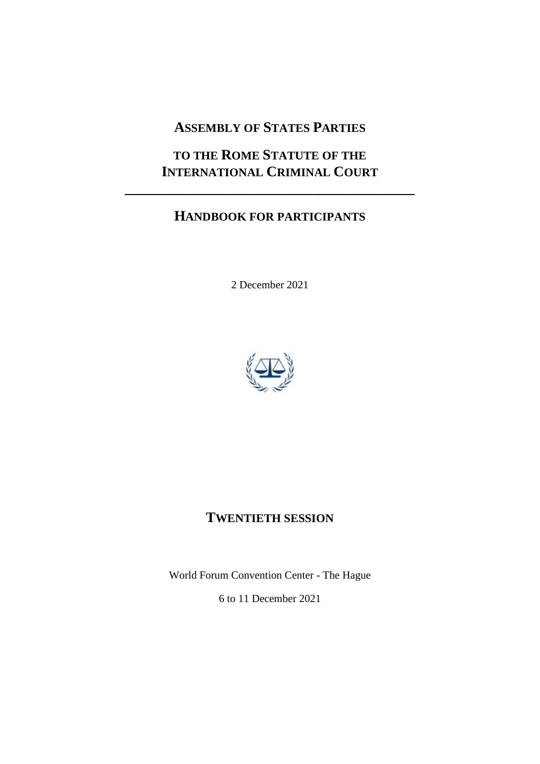# Assembly of States Parties

# to the Rome Statute of the International Criminal Court

---

## Handbook for participants

2 December 2021

## Twentieth session

World Forum Convention Center - The Hague

6 to 11 December 2021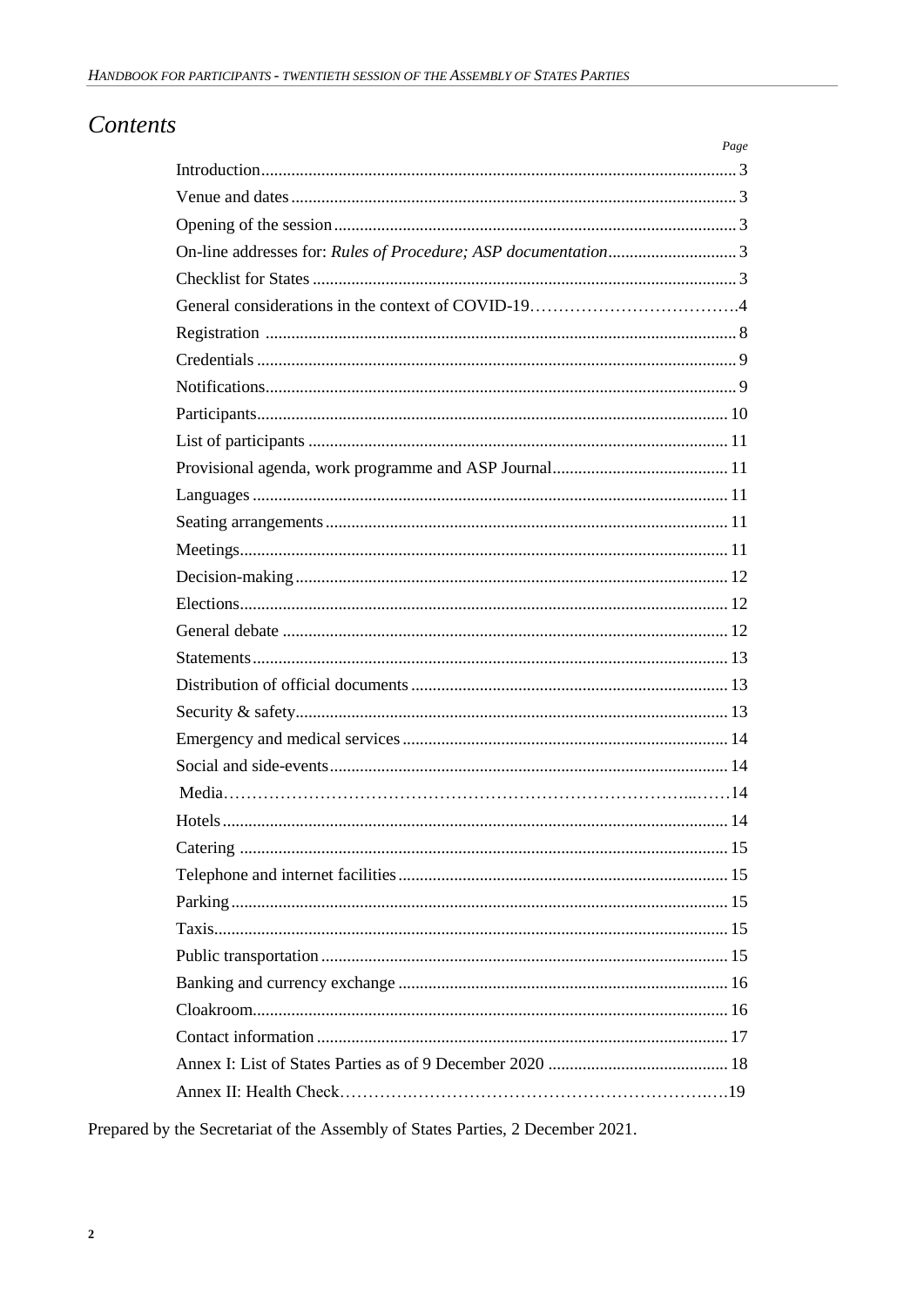# *Contents*

| | Page |
|---|---|
| Introduction | 3 |
| Venue and dates | 3 |
| Opening of the session | 3 |
| On-line addresses for: *Rules of Procedure; ASP documentation* | 3 |
| Checklist for States | 3 |
| General considerations in the context of COVID-19 | 4 |
| Registration | 8 |
| Credentials | 9 |
| Notifications | 9 |
| Participants | 10 |
| List of participants | 11 |
| Provisional agenda, work programme and ASP Journal | 11 |
| Languages | 11 |
| Seating arrangements | 11 |
| Meetings | 11 |
| Decision-making | 12 |
| Elections | 12 |
| General debate | 12 |
| Statements | 13 |
| Distribution of official documents | 13 |
| Security & safety | 13 |
| Emergency and medical services | 14 |
| Social and side-events | 14 |
| Media | 14 |
| Hotels | 14 |
| Catering | 15 |
| Telephone and internet facilities | 15 |
| Parking | 15 |
| Taxis | 15 |
| Public transportation | 15 |
| Banking and currency exchange | 16 |
| Cloakroom | 16 |
| Contact information | 17 |
| Annex I: List of States Parties as of 9 December 2020 | 18 |
| Annex II: Health Check | 19 |

Prepared by the Secretariat of the Assembly of States Parties, 2 December 2021.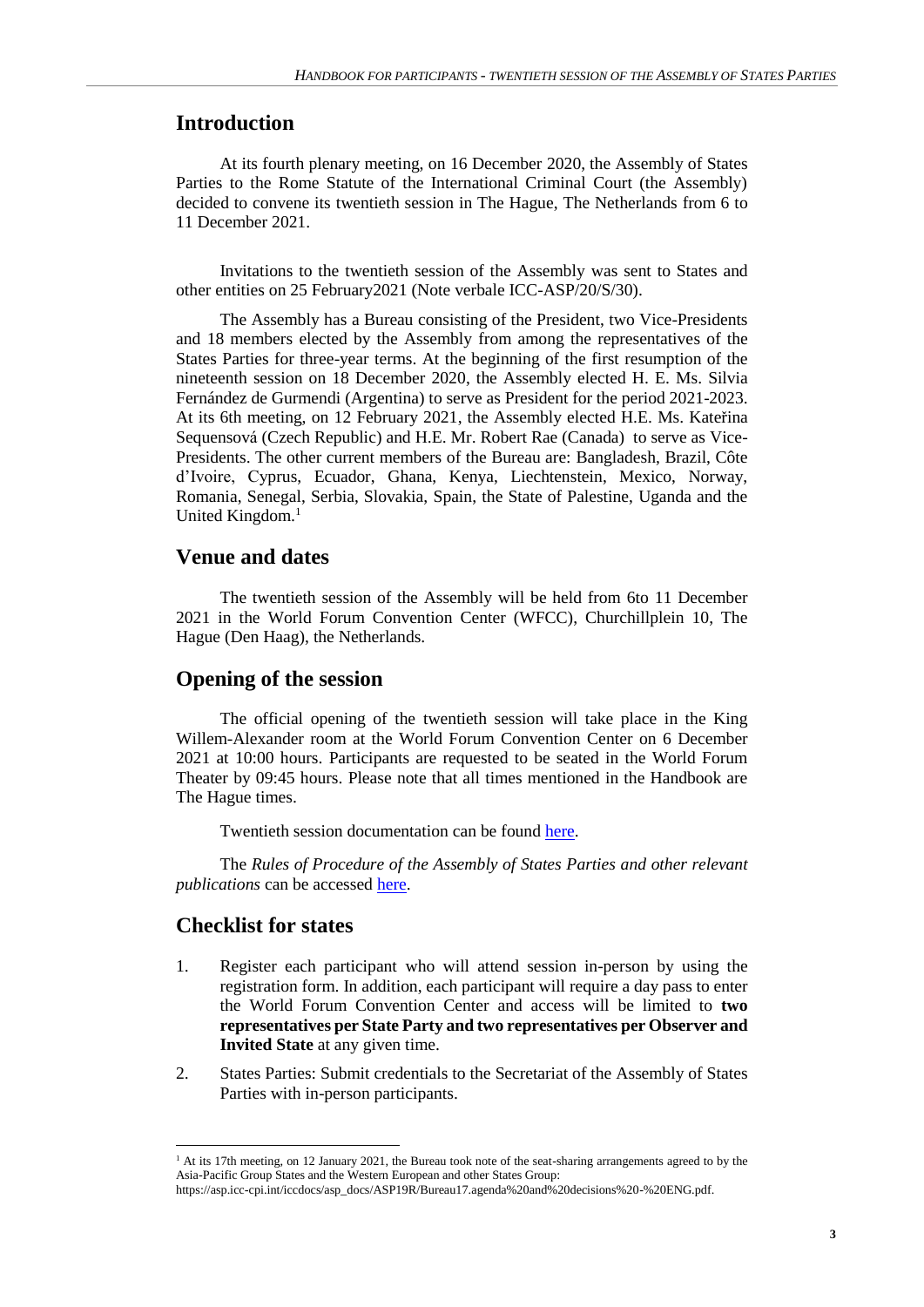## Introduction

At its fourth plenary meeting, on 16 December 2020, the Assembly of States Parties to the Rome Statute of the International Criminal Court (the Assembly) decided to convene its twentieth session in The Hague, The Netherlands from 6 to 11 December 2021.

Invitations to the twentieth session of the Assembly was sent to States and other entities on 25 February2021 (Note verbale ICC-ASP/20/S/30).

The Assembly has a Bureau consisting of the President, two Vice-Presidents and 18 members elected by the Assembly from among the representatives of the States Parties for three-year terms. At the beginning of the first resumption of the nineteenth session on 18 December 2020, the Assembly elected H. E. Ms. Silvia Fernández de Gurmendi (Argentina) to serve as President for the period 2021-2023. At its 6th meeting, on 12 February 2021, the Assembly elected H.E. Ms. Kateřina Sequensová (Czech Republic) and H.E. Mr. Robert Rae (Canada) to serve as Vice-Presidents. The other current members of the Bureau are: Bangladesh, Brazil, Côte d'Ivoire, Cyprus, Ecuador, Ghana, Kenya, Liechtenstein, Mexico, Norway, Romania, Senegal, Serbia, Slovakia, Spain, the State of Palestine, Uganda and the United Kingdom.[1]

## Venue and dates

The twentieth session of the Assembly will be held from 6to 11 December 2021 in the World Forum Convention Center (WFCC), Churchillplein 10, The Hague (Den Haag), the Netherlands.

## Opening of the session

The official opening of the twentieth session will take place in the King Willem-Alexander room at the World Forum Convention Center on 6 December 2021 at 10:00 hours. Participants are requested to be seated in the World Forum Theater by 09:45 hours. Please note that all times mentioned in the Handbook are The Hague times.

Twentieth session documentation can be found here.

The *Rules of Procedure of the Assembly of States Parties and other relevant publications* can be accessed here.

## Checklist for states

1. Register each participant who will attend session in-person by using the registration form. In addition, each participant will require a day pass to enter the World Forum Convention Center and access will be limited to **two representatives per State Party and two representatives per Observer and Invited State** at any given time.
2. States Parties: Submit credentials to the Secretariat of the Assembly of States Parties with in-person participants.

[1] At its 17th meeting, on 12 January 2021, the Bureau took note of the seat-sharing arrangements agreed to by the Asia-Pacific Group States and the Western European and other States Group: https://asp.icc-cpi.int/iccdocs/asp_docs/ASP19R/Bureau17.agenda%20and%20decisions%20-%20ENG.pdf.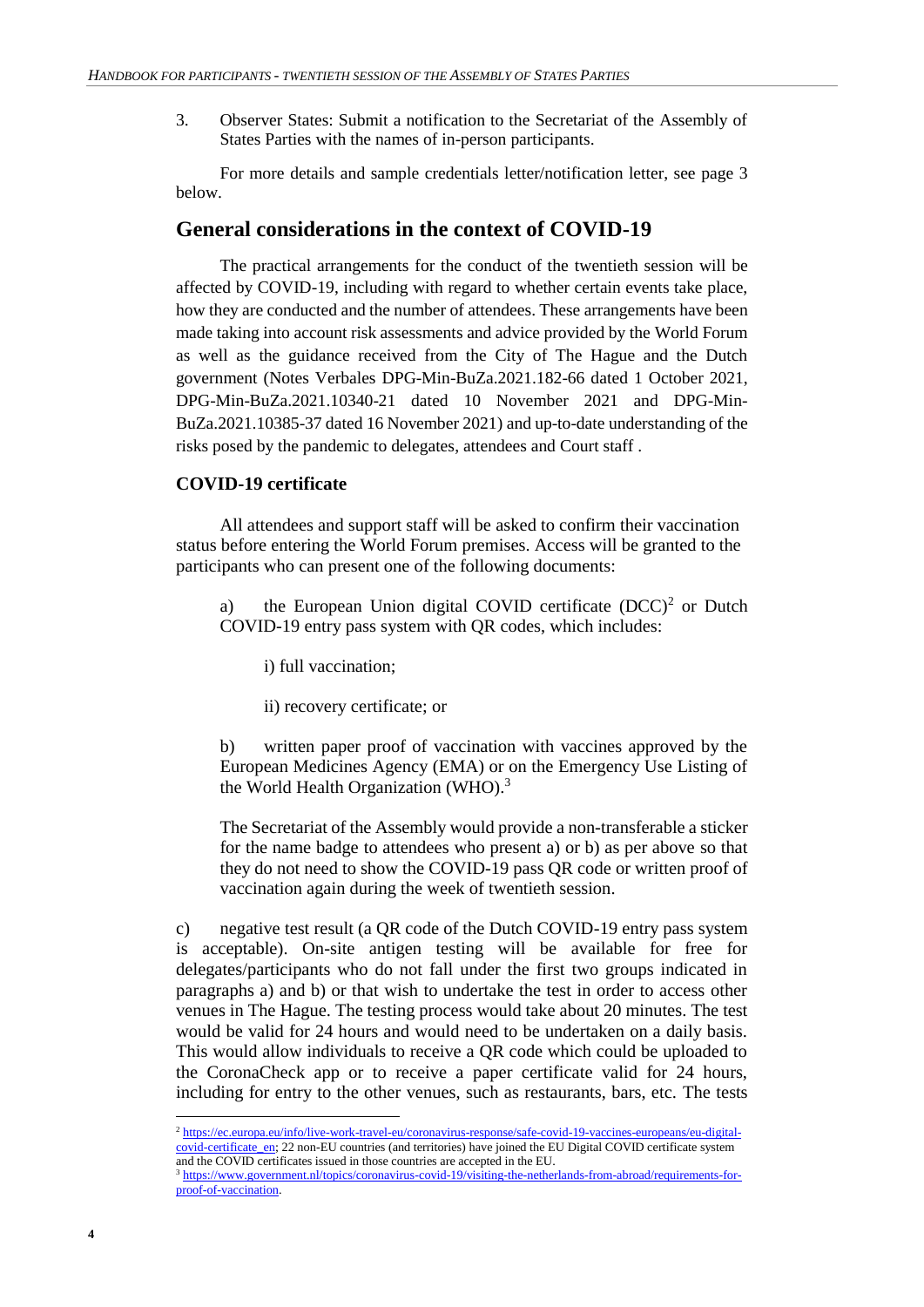3. Observer States: Submit a notification to the Secretariat of the Assembly of States Parties with the names of in-person participants.

For more details and sample credentials letter/notification letter, see page 3 below.

## General considerations in the context of COVID-19

The practical arrangements for the conduct of the twentieth session will be affected by COVID-19, including with regard to whether certain events take place, how they are conducted and the number of attendees. These arrangements have been made taking into account risk assessments and advice provided by the World Forum as well as the guidance received from the City of The Hague and the Dutch government (Notes Verbales DPG-Min-BuZa.2021.182-66 dated 1 October 2021, DPG-Min-BuZa.2021.10340-21 dated 10 November 2021 and DPG-Min-BuZa.2021.10385-37 dated 16 November 2021) and up-to-date understanding of the risks posed by the pandemic to delegates, attendees and Court staff .

### COVID-19 certificate

All attendees and support staff will be asked to confirm their vaccination status before entering the World Forum premises. Access will be granted to the participants who can present one of the following documents:

a) the European Union digital COVID certificate (DCC)[2] or Dutch COVID-19 entry pass system with QR codes, which includes:

i) full vaccination;

ii) recovery certificate; or

b) written paper proof of vaccination with vaccines approved by the European Medicines Agency (EMA) or on the Emergency Use Listing of the World Health Organization (WHO).[3]

The Secretariat of the Assembly would provide a non-transferable a sticker for the name badge to attendees who present a) or b) as per above so that they do not need to show the COVID-19 pass QR code or written proof of vaccination again during the week of twentieth session.

c) negative test result (a QR code of the Dutch COVID-19 entry pass system is acceptable). On-site antigen testing will be available for free for delegates/participants who do not fall under the first two groups indicated in paragraphs a) and b) or that wish to undertake the test in order to access other venues in The Hague. The testing process would take about 20 minutes. The test would be valid for 24 hours and would need to be undertaken on a daily basis. This would allow individuals to receive a QR code which could be uploaded to the CoronaCheck app or to receive a paper certificate valid for 24 hours, including for entry to the other venues, such as restaurants, bars, etc. The tests

---

[2] https://ec.europa.eu/info/live-work-travel-eu/coronavirus-response/safe-covid-19-vaccines-europeans/eu-digital-covid-certificate_en; 22 non-EU countries (and territories) have joined the EU Digital COVID certificate system and the COVID certificates issued in those countries are accepted in the EU.

[3] https://www.government.nl/topics/coronavirus-covid-19/visiting-the-netherlands-from-abroad/requirements-for-proof-of-vaccination.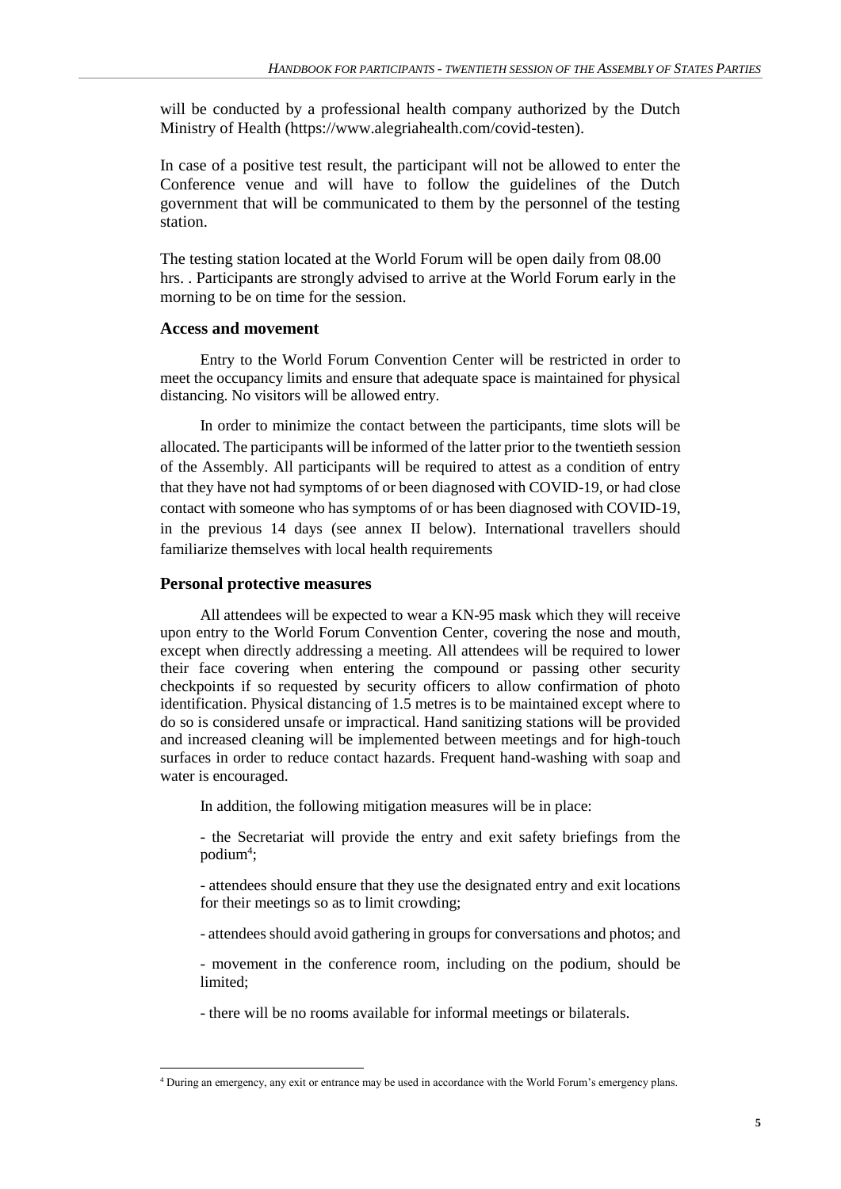will be conducted by a professional health company authorized by the Dutch Ministry of Health (https://www.alegriahealth.com/covid-testen).

In case of a positive test result, the participant will not be allowed to enter the Conference venue and will have to follow the guidelines of the Dutch government that will be communicated to them by the personnel of the testing station.

The testing station located at the World Forum will be open daily from 08.00 hrs. . Participants are strongly advised to arrive at the World Forum early in the morning to be on time for the session.

### Access and movement

Entry to the World Forum Convention Center will be restricted in order to meet the occupancy limits and ensure that adequate space is maintained for physical distancing. No visitors will be allowed entry.

In order to minimize the contact between the participants, time slots will be allocated. The participants will be informed of the latter prior to the twentieth session of the Assembly. All participants will be required to attest as a condition of entry that they have not had symptoms of or been diagnosed with COVID-19, or had close contact with someone who has symptoms of or has been diagnosed with COVID-19, in the previous 14 days (see annex II below). International travellers should familiarize themselves with local health requirements

### Personal protective measures

All attendees will be expected to wear a KN-95 mask which they will receive upon entry to the World Forum Convention Center, covering the nose and mouth, except when directly addressing a meeting. All attendees will be required to lower their face covering when entering the compound or passing other security checkpoints if so requested by security officers to allow confirmation of photo identification. Physical distancing of 1.5 metres is to be maintained except where to do so is considered unsafe or impractical. Hand sanitizing stations will be provided and increased cleaning will be implemented between meetings and for high-touch surfaces in order to reduce contact hazards. Frequent hand-washing with soap and water is encouraged.

In addition, the following mitigation measures will be in place:

- the Secretariat will provide the entry and exit safety briefings from the podium[4];

- attendees should ensure that they use the designated entry and exit locations for their meetings so as to limit crowding;

- attendees should avoid gathering in groups for conversations and photos; and

- movement in the conference room, including on the podium, should be limited;

- there will be no rooms available for informal meetings or bilaterals.

[4] During an emergency, any exit or entrance may be used in accordance with the World Forum's emergency plans.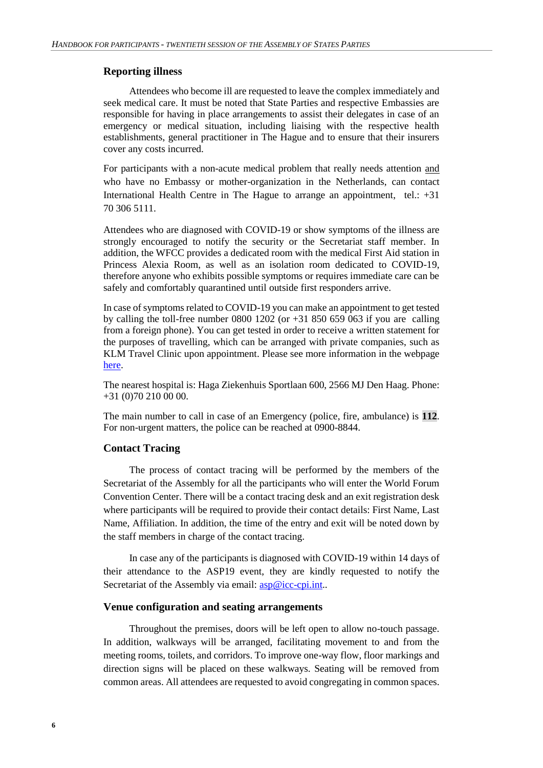### Reporting illness

Attendees who become ill are requested to leave the complex immediately and seek medical care. It must be noted that State Parties and respective Embassies are responsible for having in place arrangements to assist their delegates in case of an emergency or medical situation, including liaising with the respective health establishments, general practitioner in The Hague and to ensure that their insurers cover any costs incurred.

For participants with a non-acute medical problem that really needs attention and who have no Embassy or mother-organization in the Netherlands, can contact International Health Centre in The Hague to arrange an appointment, tel.: +31 70 306 5111.

Attendees who are diagnosed with COVID-19 or show symptoms of the illness are strongly encouraged to notify the security or the Secretariat staff member. In addition, the WFCC provides a dedicated room with the medical First Aid station in Princess Alexia Room, as well as an isolation room dedicated to COVID-19, therefore anyone who exhibits possible symptoms or requires immediate care can be safely and comfortably quarantined until outside first responders arrive.

In case of symptoms related to COVID-19 you can make an appointment to get tested by calling the toll-free number 0800 1202 (or +31 850 659 063 if you are calling from a foreign phone). You can get tested in order to receive a written statement for the purposes of travelling, which can be arranged with private companies, such as KLM Travel Clinic upon appointment. Please see more information in the webpage here.

The nearest hospital is: Haga Ziekenhuis Sportlaan 600, 2566 MJ Den Haag. Phone: +31 (0)70 210 00 00.

The main number to call in case of an Emergency (police, fire, ambulance) is **112**. For non-urgent matters, the police can be reached at 0900-8844.

### Contact Tracing

The process of contact tracing will be performed by the members of the Secretariat of the Assembly for all the participants who will enter the World Forum Convention Center. There will be a contact tracing desk and an exit registration desk where participants will be required to provide their contact details: First Name, Last Name, Affiliation. In addition, the time of the entry and exit will be noted down by the staff members in charge of the contact tracing.

In case any of the participants is diagnosed with COVID-19 within 14 days of their attendance to the ASP19 event, they are kindly requested to notify the Secretariat of the Assembly via email: asp@icc-cpi.int..

### Venue configuration and seating arrangements

Throughout the premises, doors will be left open to allow no-touch passage. In addition, walkways will be arranged, facilitating movement to and from the meeting rooms, toilets, and corridors. To improve one-way flow, floor markings and direction signs will be placed on these walkways. Seating will be removed from common areas. All attendees are requested to avoid congregating in common spaces.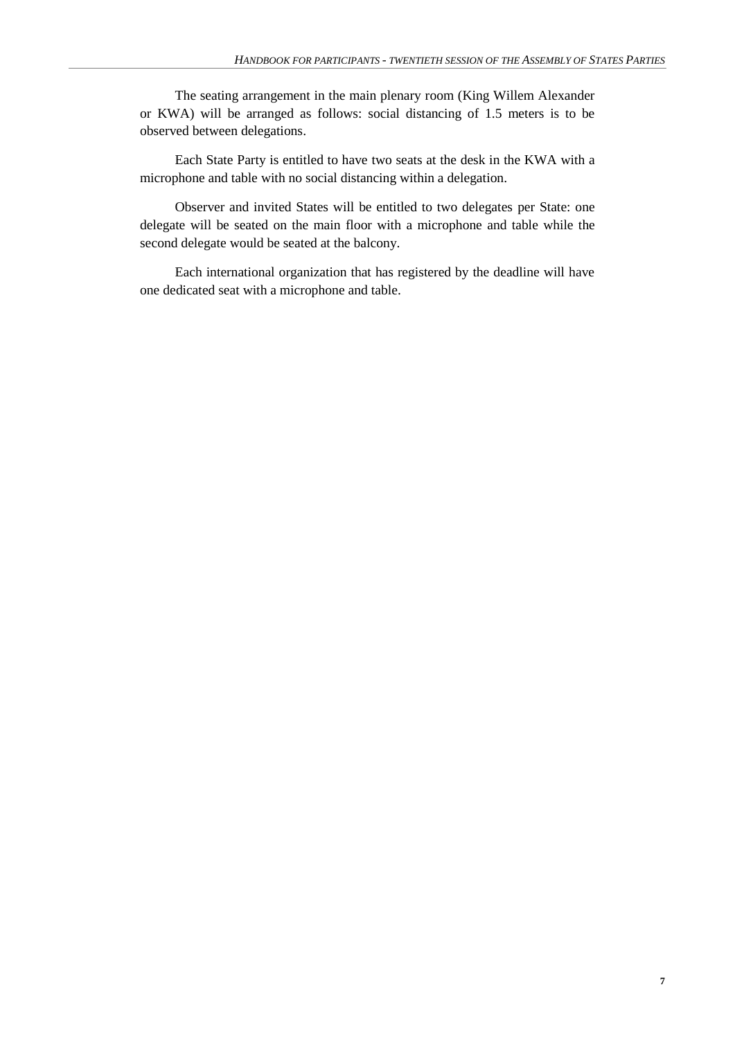The seating arrangement in the main plenary room (King Willem Alexander or KWA) will be arranged as follows: social distancing of 1.5 meters is to be observed between delegations.

Each State Party is entitled to have two seats at the desk in the KWA with a microphone and table with no social distancing within a delegation.

Observer and invited States will be entitled to two delegates per State: one delegate will be seated on the main floor with a microphone and table while the second delegate would be seated at the balcony.

Each international organization that has registered by the deadline will have one dedicated seat with a microphone and table.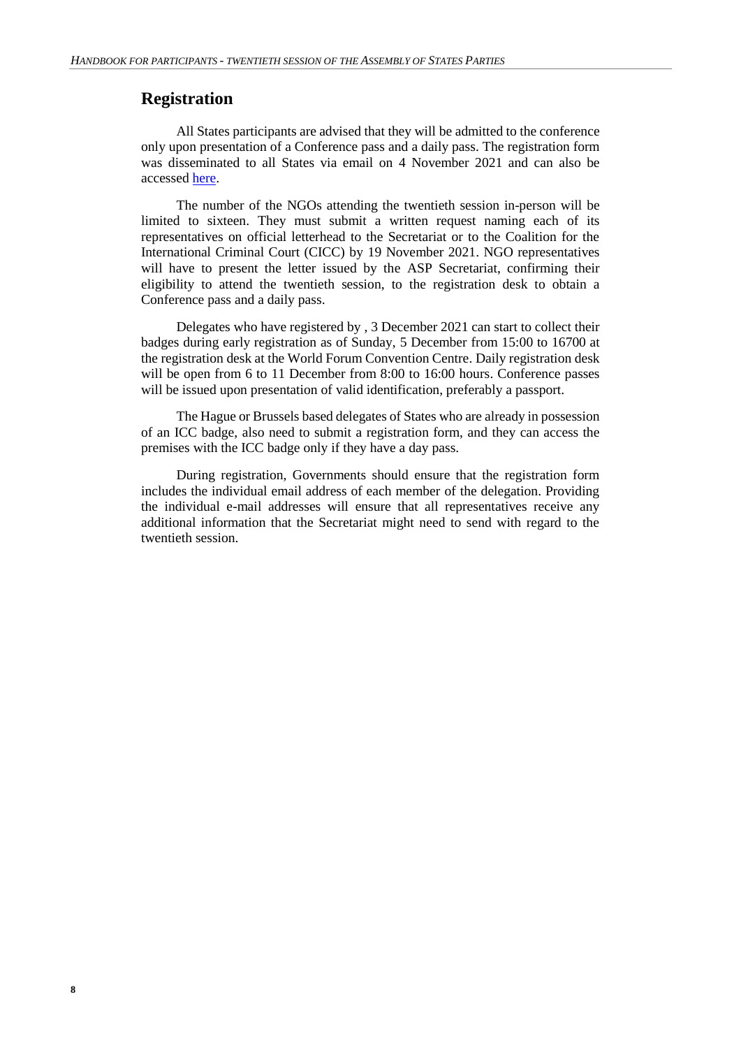## Registration

All States participants are advised that they will be admitted to the conference only upon presentation of a Conference pass and a daily pass. The registration form was disseminated to all States via email on 4 November 2021 and can also be accessed here.

The number of the NGOs attending the twentieth session in-person will be limited to sixteen. They must submit a written request naming each of its representatives on official letterhead to the Secretariat or to the Coalition for the International Criminal Court (CICC) by 19 November 2021. NGO representatives will have to present the letter issued by the ASP Secretariat, confirming their eligibility to attend the twentieth session, to the registration desk to obtain a Conference pass and a daily pass.

Delegates who have registered by , 3 December 2021 can start to collect their badges during early registration as of Sunday, 5 December from 15:00 to 16700 at the registration desk at the World Forum Convention Centre. Daily registration desk will be open from 6 to 11 December from 8:00 to 16:00 hours. Conference passes will be issued upon presentation of valid identification, preferably a passport.

The Hague or Brussels based delegates of States who are already in possession of an ICC badge, also need to submit a registration form, and they can access the premises with the ICC badge only if they have a day pass.

During registration, Governments should ensure that the registration form includes the individual email address of each member of the delegation. Providing the individual e-mail addresses will ensure that all representatives receive any additional information that the Secretariat might need to send with regard to the twentieth session.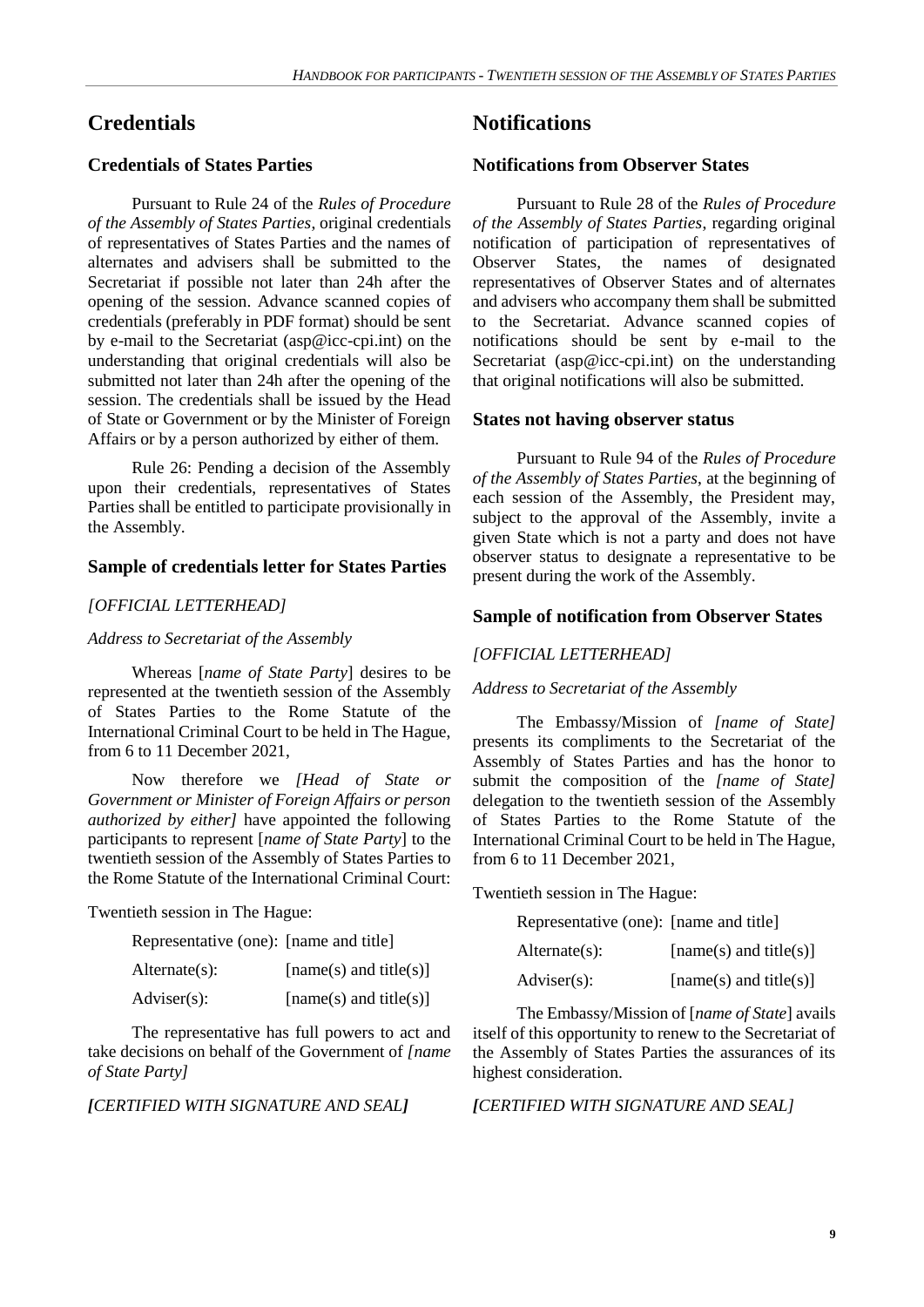# Credentials

## Credentials of States Parties

Pursuant to Rule 24 of the *Rules of Procedure of the Assembly of States Parties*, original credentials of representatives of States Parties and the names of alternates and advisers shall be submitted to the Secretariat if possible not later than 24h after the opening of the session. Advance scanned copies of credentials (preferably in PDF format) should be sent by e-mail to the Secretariat (asp@icc-cpi.int) on the understanding that original credentials will also be submitted not later than 24h after the opening of the session. The credentials shall be issued by the Head of State or Government or by the Minister of Foreign Affairs or by a person authorized by either of them.

Rule 26: Pending a decision of the Assembly upon their credentials, representatives of States Parties shall be entitled to participate provisionally in the Assembly.

## Sample of credentials letter for States Parties

*[OFFICIAL LETTERHEAD]*

*Address to Secretariat of the Assembly*

Whereas [*name of State Party*] desires to be represented at the twentieth session of the Assembly of States Parties to the Rome Statute of the International Criminal Court to be held in The Hague, from 6 to 11 December 2021,

Now therefore we *[Head of State or Government or Minister of Foreign Affairs or person authorized by either]* have appointed the following participants to represent [*name of State Party*] to the twentieth session of the Assembly of States Parties to the Rome Statute of the International Criminal Court:

Twentieth session in The Hague:

Representative (one): [name and title]

Alternate(s): [name(s) and title(s)]

Adviser(s): [name(s) and title(s)]

The representative has full powers to act and take decisions on behalf of the Government of *[name of State Party]*

***[****CERTIFIED WITH SIGNATURE AND SEAL****]***

# Notifications

## Notifications from Observer States

Pursuant to Rule 28 of the *Rules of Procedure of the Assembly of States Parties*, regarding original notification of participation of representatives of Observer States, the names of designated representatives of Observer States and of alternates and advisers who accompany them shall be submitted to the Secretariat. Advance scanned copies of notifications should be sent by e-mail to the Secretariat (asp@icc-cpi.int) on the understanding that original notifications will also be submitted.

## States not having observer status

Pursuant to Rule 94 of the *Rules of Procedure of the Assembly of States Parties*, at the beginning of each session of the Assembly, the President may, subject to the approval of the Assembly, invite a given State which is not a party and does not have observer status to designate a representative to be present during the work of the Assembly.

## Sample of notification from Observer States

*[OFFICIAL LETTERHEAD]*

*Address to Secretariat of the Assembly*

The Embassy/Mission of *[name of State]* presents its compliments to the Secretariat of the Assembly of States Parties and has the honor to submit the composition of the *[name of State]* delegation to the twentieth session of the Assembly of States Parties to the Rome Statute of the International Criminal Court to be held in The Hague, from 6 to 11 December 2021,

Twentieth session in The Hague:

Representative (one): [name and title]

Alternate(s): [name(s) and title(s)]

Adviser(s): [name(s) and title(s)]

The Embassy/Mission of [*name of State*] avails itself of this opportunity to renew to the Secretariat of the Assembly of States Parties the assurances of its highest consideration.

***[****CERTIFIED WITH SIGNATURE AND SEAL]*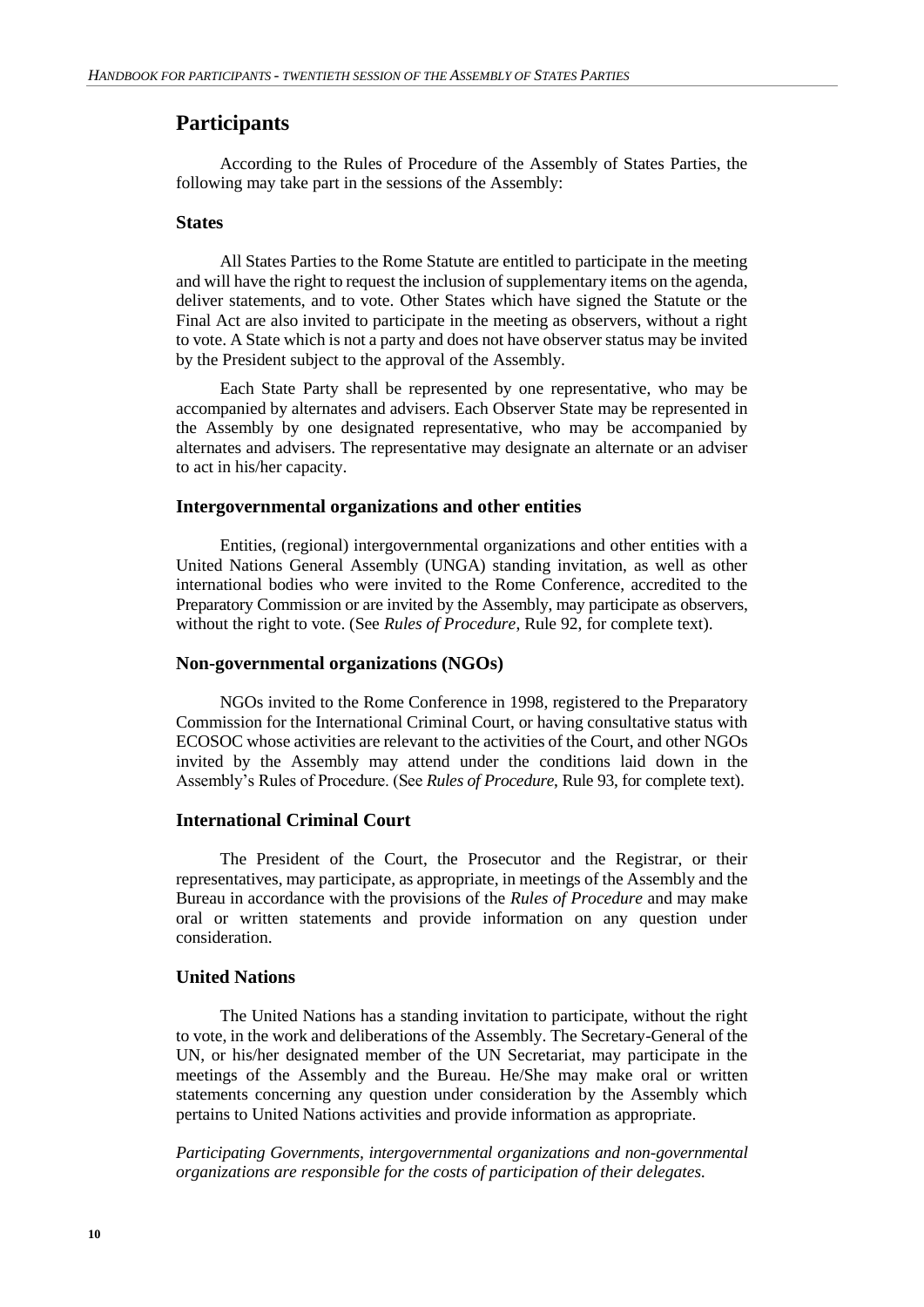## Participants

According to the Rules of Procedure of the Assembly of States Parties, the following may take part in the sessions of the Assembly:

### States

All States Parties to the Rome Statute are entitled to participate in the meeting and will have the right to request the inclusion of supplementary items on the agenda, deliver statements, and to vote. Other States which have signed the Statute or the Final Act are also invited to participate in the meeting as observers, without a right to vote. A State which is not a party and does not have observer status may be invited by the President subject to the approval of the Assembly.

Each State Party shall be represented by one representative, who may be accompanied by alternates and advisers. Each Observer State may be represented in the Assembly by one designated representative, who may be accompanied by alternates and advisers. The representative may designate an alternate or an adviser to act in his/her capacity.

### Intergovernmental organizations and other entities

Entities, (regional) intergovernmental organizations and other entities with a United Nations General Assembly (UNGA) standing invitation, as well as other international bodies who were invited to the Rome Conference, accredited to the Preparatory Commission or are invited by the Assembly, may participate as observers, without the right to vote. (See *Rules of Procedure*, Rule 92, for complete text).

### Non-governmental organizations (NGOs)

NGOs invited to the Rome Conference in 1998, registered to the Preparatory Commission for the International Criminal Court, or having consultative status with ECOSOC whose activities are relevant to the activities of the Court, and other NGOs invited by the Assembly may attend under the conditions laid down in the Assembly's Rules of Procedure. (See *Rules of Procedure*, Rule 93, for complete text).

### International Criminal Court

The President of the Court, the Prosecutor and the Registrar, or their representatives, may participate, as appropriate, in meetings of the Assembly and the Bureau in accordance with the provisions of the *Rules of Procedure* and may make oral or written statements and provide information on any question under consideration.

### United Nations

The United Nations has a standing invitation to participate, without the right to vote, in the work and deliberations of the Assembly. The Secretary-General of the UN, or his/her designated member of the UN Secretariat, may participate in the meetings of the Assembly and the Bureau. He/She may make oral or written statements concerning any question under consideration by the Assembly which pertains to United Nations activities and provide information as appropriate.

*Participating Governments, intergovernmental organizations and non-governmental organizations are responsible for the costs of participation of their delegates.*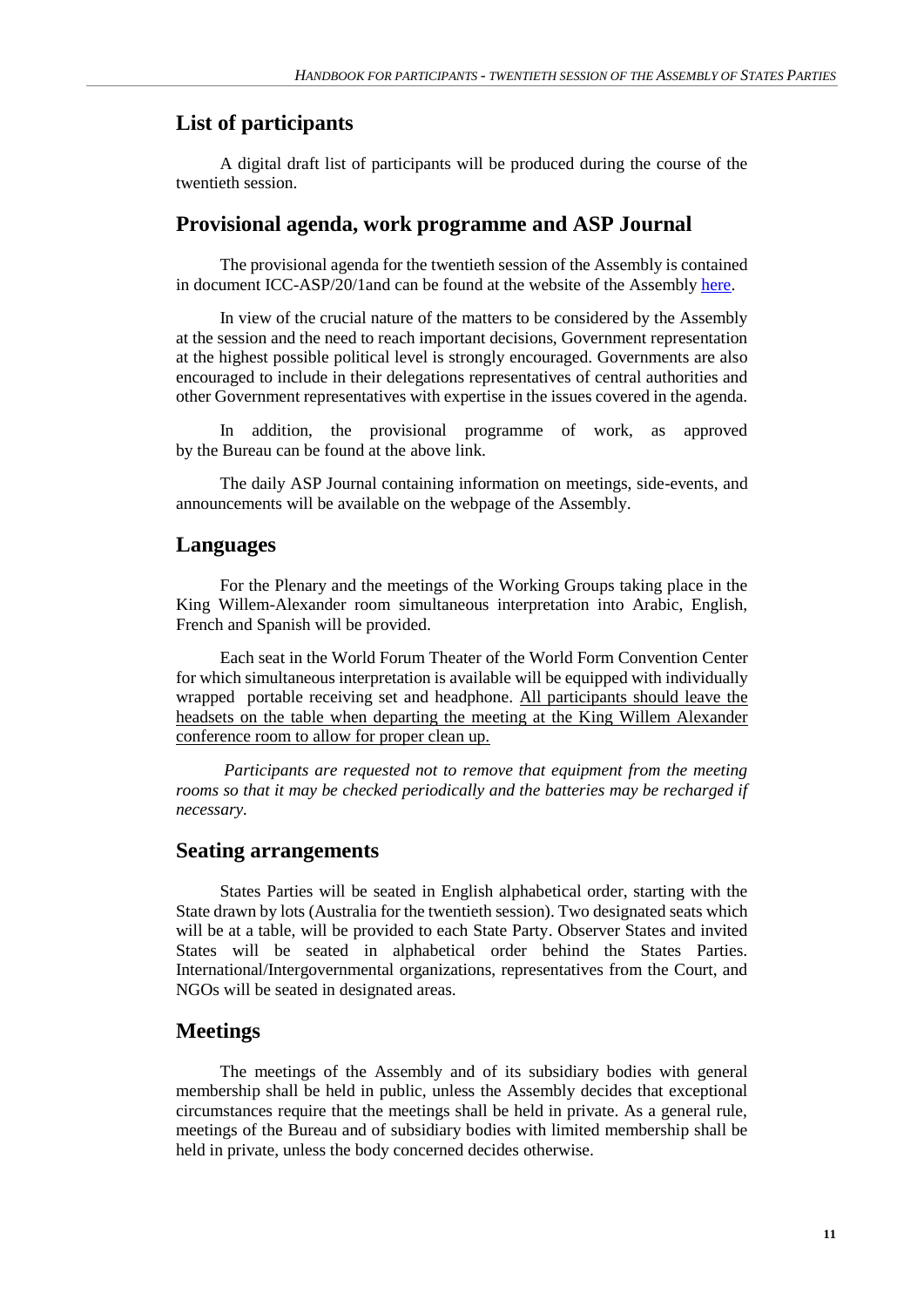## List of participants

A digital draft list of participants will be produced during the course of the twentieth session.

## Provisional agenda, work programme and ASP Journal

The provisional agenda for the twentieth session of the Assembly is contained in document ICC-ASP/20/1and can be found at the website of the Assembly here.

In view of the crucial nature of the matters to be considered by the Assembly at the session and the need to reach important decisions, Government representation at the highest possible political level is strongly encouraged. Governments are also encouraged to include in their delegations representatives of central authorities and other Government representatives with expertise in the issues covered in the agenda.

In addition, the provisional programme of work, as approved by the Bureau can be found at the above link.

The daily ASP Journal containing information on meetings, side-events, and announcements will be available on the webpage of the Assembly.

## Languages

For the Plenary and the meetings of the Working Groups taking place in the King Willem-Alexander room simultaneous interpretation into Arabic, English, French and Spanish will be provided.

Each seat in the World Forum Theater of the World Form Convention Center for which simultaneous interpretation is available will be equipped with individually wrapped portable receiving set and headphone. <u>All participants should leave the headsets on the table when departing the meeting at the King Willem Alexander conference room to allow for proper clean up.</u>

*Participants are requested not to remove that equipment from the meeting rooms so that it may be checked periodically and the batteries may be recharged if necessary.*

## Seating arrangements

States Parties will be seated in English alphabetical order, starting with the State drawn by lots (Australia for the twentieth session). Two designated seats which will be at a table, will be provided to each State Party. Observer States and invited States will be seated in alphabetical order behind the States Parties. International/Intergovernmental organizations, representatives from the Court, and NGOs will be seated in designated areas.

## Meetings

The meetings of the Assembly and of its subsidiary bodies with general membership shall be held in public, unless the Assembly decides that exceptional circumstances require that the meetings shall be held in private. As a general rule, meetings of the Bureau and of subsidiary bodies with limited membership shall be held in private, unless the body concerned decides otherwise.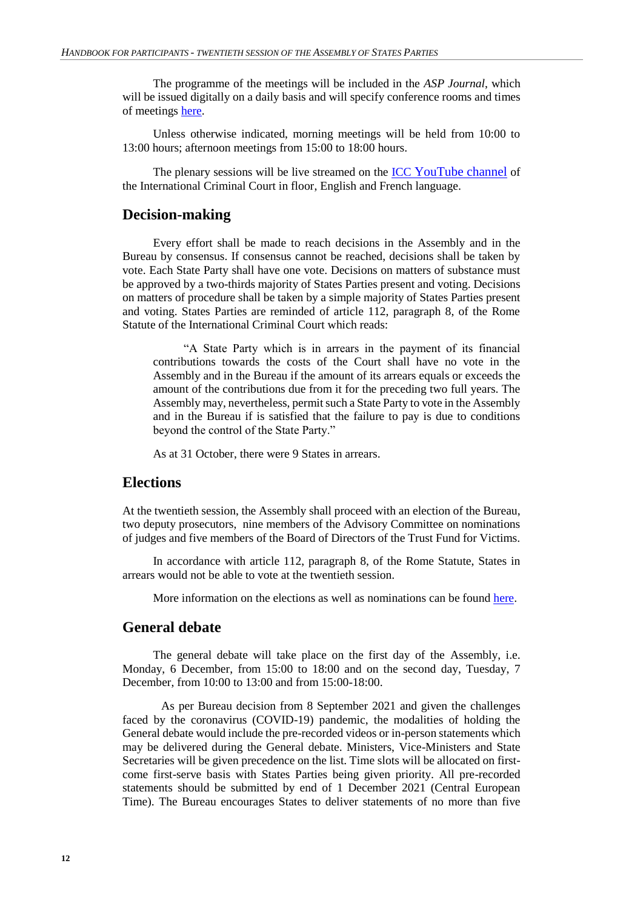The programme of the meetings will be included in the *ASP Journal*, which will be issued digitally on a daily basis and will specify conference rooms and times of meetings here.

Unless otherwise indicated, morning meetings will be held from 10:00 to 13:00 hours; afternoon meetings from 15:00 to 18:00 hours.

The plenary sessions will be live streamed on the ICC YouTube channel of the International Criminal Court in floor, English and French language.

## Decision-making

Every effort shall be made to reach decisions in the Assembly and in the Bureau by consensus. If consensus cannot be reached, decisions shall be taken by vote. Each State Party shall have one vote. Decisions on matters of substance must be approved by a two-thirds majority of States Parties present and voting. Decisions on matters of procedure shall be taken by a simple majority of States Parties present and voting. States Parties are reminded of article 112, paragraph 8, of the Rome Statute of the International Criminal Court which reads:

> "A State Party which is in arrears in the payment of its financial contributions towards the costs of the Court shall have no vote in the Assembly and in the Bureau if the amount of its arrears equals or exceeds the amount of the contributions due from it for the preceding two full years. The Assembly may, nevertheless, permit such a State Party to vote in the Assembly and in the Bureau if is satisfied that the failure to pay is due to conditions beyond the control of the State Party."

As at 31 October, there were 9 States in arrears.

## Elections

At the twentieth session, the Assembly shall proceed with an election of the Bureau, two deputy prosecutors, nine members of the Advisory Committee on nominations of judges and five members of the Board of Directors of the Trust Fund for Victims.

In accordance with article 112, paragraph 8, of the Rome Statute, States in arrears would not be able to vote at the twentieth session.

More information on the elections as well as nominations can be found here.

## General debate

The general debate will take place on the first day of the Assembly, i.e. Monday, 6 December, from 15:00 to 18:00 and on the second day, Tuesday, 7 December, from 10:00 to 13:00 and from 15:00-18:00.

As per Bureau decision from 8 September 2021 and given the challenges faced by the coronavirus (COVID-19) pandemic, the modalities of holding the General debate would include the pre-recorded videos or in-person statements which may be delivered during the General debate. Ministers, Vice-Ministers and State Secretaries will be given precedence on the list. Time slots will be allocated on first-come first-serve basis with States Parties being given priority. All pre-recorded statements should be submitted by end of 1 December 2021 (Central European Time). The Bureau encourages States to deliver statements of no more than five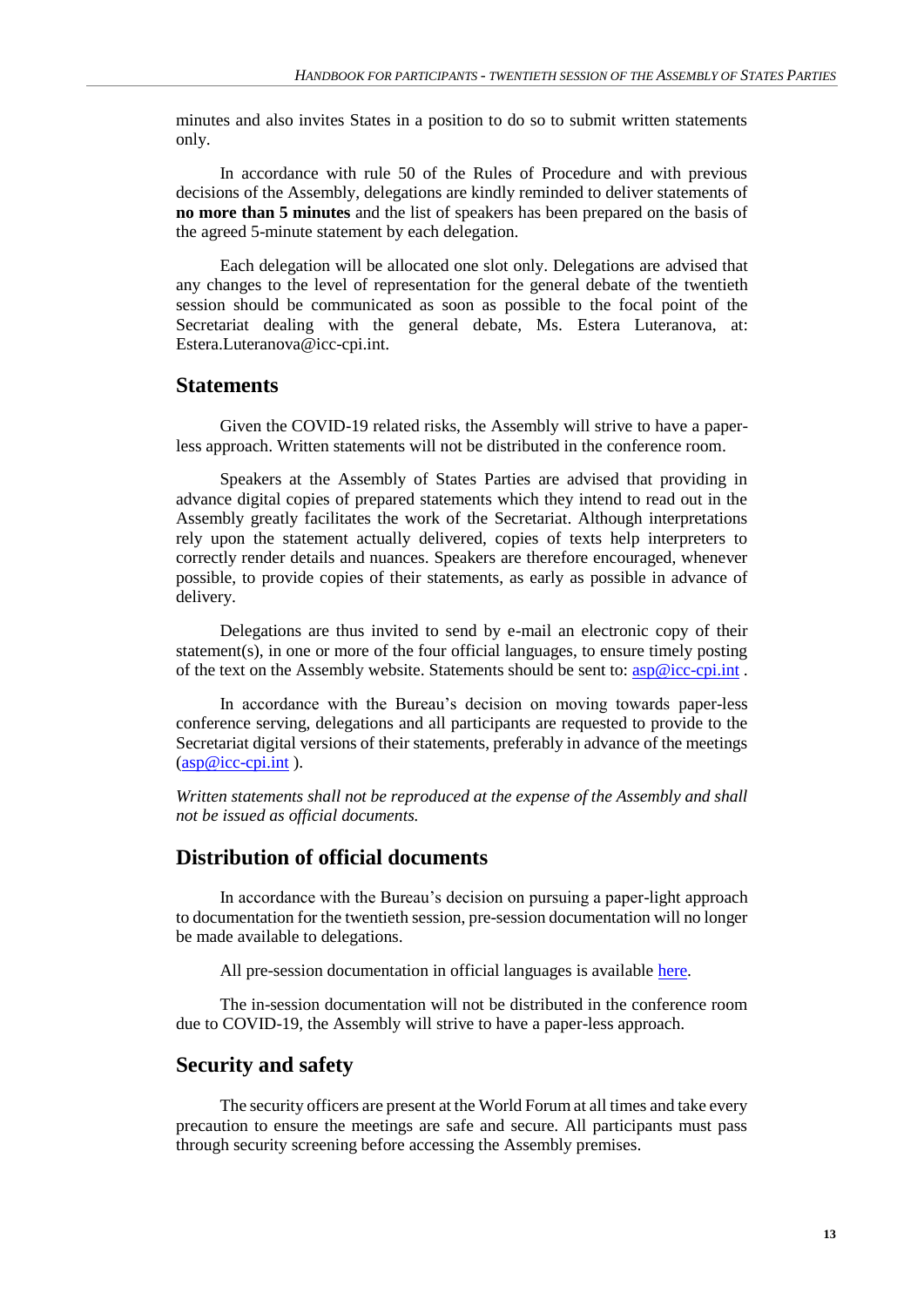minutes and also invites States in a position to do so to submit written statements only.

In accordance with rule 50 of the Rules of Procedure and with previous decisions of the Assembly, delegations are kindly reminded to deliver statements of **no more than 5 minutes** and the list of speakers has been prepared on the basis of the agreed 5-minute statement by each delegation.

Each delegation will be allocated one slot only. Delegations are advised that any changes to the level of representation for the general debate of the twentieth session should be communicated as soon as possible to the focal point of the Secretariat dealing with the general debate, Ms. Estera Luteranova, at: Estera.Luteranova@icc-cpi.int.

## Statements

Given the COVID-19 related risks, the Assembly will strive to have a paper-less approach. Written statements will not be distributed in the conference room.

Speakers at the Assembly of States Parties are advised that providing in advance digital copies of prepared statements which they intend to read out in the Assembly greatly facilitates the work of the Secretariat. Although interpretations rely upon the statement actually delivered, copies of texts help interpreters to correctly render details and nuances. Speakers are therefore encouraged, whenever possible, to provide copies of their statements, as early as possible in advance of delivery.

Delegations are thus invited to send by e-mail an electronic copy of their statement(s), in one or more of the four official languages, to ensure timely posting of the text on the Assembly website. Statements should be sent to: asp@icc-cpi.int .

In accordance with the Bureau's decision on moving towards paper-less conference serving, delegations and all participants are requested to provide to the Secretariat digital versions of their statements, preferably in advance of the meetings (asp@icc-cpi.int ).

*Written statements shall not be reproduced at the expense of the Assembly and shall not be issued as official documents.*

## Distribution of official documents

In accordance with the Bureau's decision on pursuing a paper-light approach to documentation for the twentieth session, pre-session documentation will no longer be made available to delegations.

All pre-session documentation in official languages is available here.

The in-session documentation will not be distributed in the conference room due to COVID-19, the Assembly will strive to have a paper-less approach.

## Security and safety

The security officers are present at the World Forum at all times and take every precaution to ensure the meetings are safe and secure. All participants must pass through security screening before accessing the Assembly premises.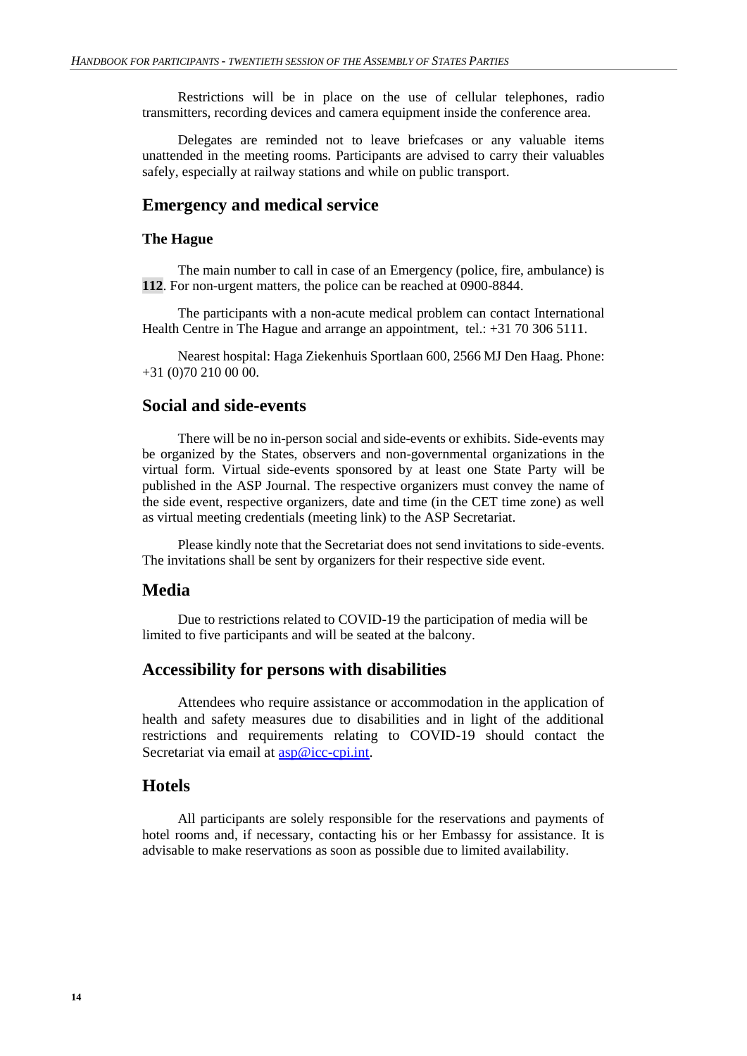Restrictions will be in place on the use of cellular telephones, radio transmitters, recording devices and camera equipment inside the conference area.

Delegates are reminded not to leave briefcases or any valuable items unattended in the meeting rooms. Participants are advised to carry their valuables safely, especially at railway stations and while on public transport.

## Emergency and medical service

### The Hague

The main number to call in case of an Emergency (police, fire, ambulance) is **112**. For non-urgent matters, the police can be reached at 0900-8844.

The participants with a non-acute medical problem can contact International Health Centre in The Hague and arrange an appointment, tel.: +31 70 306 5111.

Nearest hospital: Haga Ziekenhuis Sportlaan 600, 2566 MJ Den Haag. Phone: +31 (0)70 210 00 00.

## Social and side-events

There will be no in-person social and side-events or exhibits. Side-events may be organized by the States, observers and non-governmental organizations in the virtual form. Virtual side-events sponsored by at least one State Party will be published in the ASP Journal. The respective organizers must convey the name of the side event, respective organizers, date and time (in the CET time zone) as well as virtual meeting credentials (meeting link) to the ASP Secretariat.

Please kindly note that the Secretariat does not send invitations to side-events. The invitations shall be sent by organizers for their respective side event.

## Media

Due to restrictions related to COVID-19 the participation of media will be limited to five participants and will be seated at the balcony.

## Accessibility for persons with disabilities

Attendees who require assistance or accommodation in the application of health and safety measures due to disabilities and in light of the additional restrictions and requirements relating to COVID-19 should contact the Secretariat via email at asp@icc-cpi.int.

## Hotels

All participants are solely responsible for the reservations and payments of hotel rooms and, if necessary, contacting his or her Embassy for assistance. It is advisable to make reservations as soon as possible due to limited availability.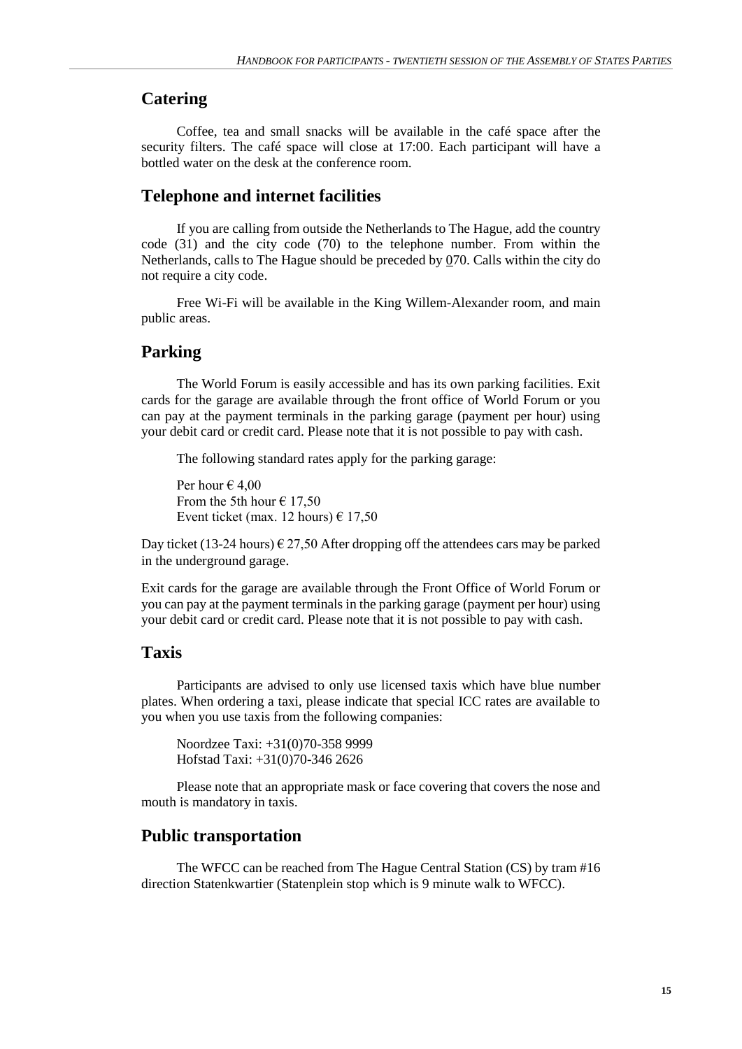## Catering

Coffee, tea and small snacks will be available in the café space after the security filters. The café space will close at 17:00. Each participant will have a bottled water on the desk at the conference room.

## Telephone and internet facilities

If you are calling from outside the Netherlands to The Hague, add the country code (31) and the city code (70) to the telephone number. From within the Netherlands, calls to The Hague should be preceded by 070. Calls within the city do not require a city code.

Free Wi-Fi will be available in the King Willem-Alexander room, and main public areas.

## Parking

The World Forum is easily accessible and has its own parking facilities. Exit cards for the garage are available through the front office of World Forum or you can pay at the payment terminals in the parking garage (payment per hour) using your debit card or credit card. Please note that it is not possible to pay with cash.

The following standard rates apply for the parking garage:

Per hour € 4,00
From the 5th hour € 17,50
Event ticket (max. 12 hours) € 17,50

Day ticket (13-24 hours) € 27,50 After dropping off the attendees cars may be parked in the underground garage.

Exit cards for the garage are available through the Front Office of World Forum or you can pay at the payment terminals in the parking garage (payment per hour) using your debit card or credit card. Please note that it is not possible to pay with cash.

## Taxis

Participants are advised to only use licensed taxis which have blue number plates. When ordering a taxi, please indicate that special ICC rates are available to you when you use taxis from the following companies:

Noordzee Taxi: +31(0)70-358 9999
Hofstad Taxi: +31(0)70-346 2626

Please note that an appropriate mask or face covering that covers the nose and mouth is mandatory in taxis.

## Public transportation

The WFCC can be reached from The Hague Central Station (CS) by tram #16 direction Statenkwartier (Statenplein stop which is 9 minute walk to WFCC).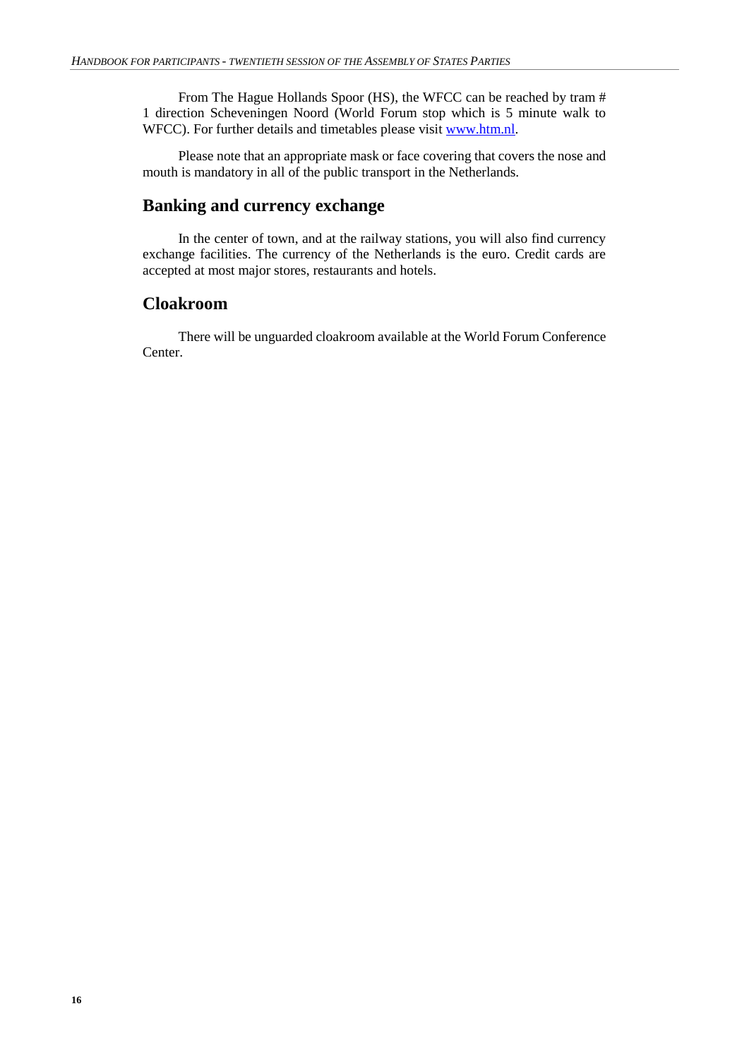From The Hague Hollands Spoor (HS), the WFCC can be reached by tram # 1 direction Scheveningen Noord (World Forum stop which is 5 minute walk to WFCC). For further details and timetables please visit [www.htm.nl](http://www.htm.nl).

Please note that an appropriate mask or face covering that covers the nose and mouth is mandatory in all of the public transport in the Netherlands.

## Banking and currency exchange

In the center of town, and at the railway stations, you will also find currency exchange facilities. The currency of the Netherlands is the euro. Credit cards are accepted at most major stores, restaurants and hotels.

## Cloakroom

There will be unguarded cloakroom available at the World Forum Conference Center.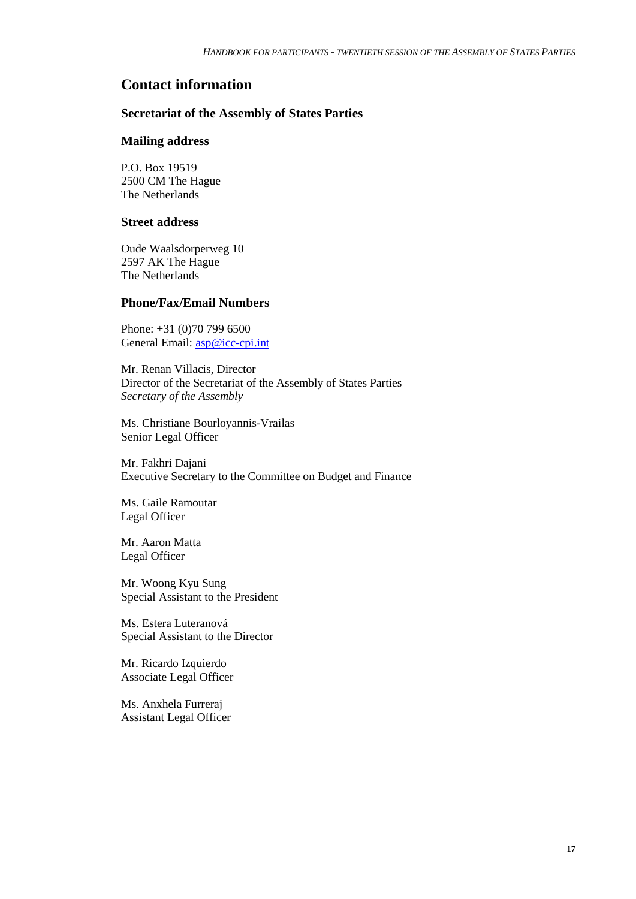# Contact information

## Secretariat of the Assembly of States Parties

### Mailing address

P.O. Box 19519
2500 CM The Hague
The Netherlands

### Street address

Oude Waalsdorperweg 10
2597 AK The Hague
The Netherlands

### Phone/Fax/Email Numbers

Phone: +31 (0)70 799 6500
General Email: asp@icc-cpi.int

Mr. Renan Villacis, Director
Director of the Secretariat of the Assembly of States Parties
*Secretary of the Assembly*

Ms. Christiane Bourloyannis-Vrailas
Senior Legal Officer

Mr. Fakhri Dajani
Executive Secretary to the Committee on Budget and Finance

Ms. Gaile Ramoutar
Legal Officer

Mr. Aaron Matta
Legal Officer

Mr. Woong Kyu Sung
Special Assistant to the President

Ms. Estera Luteranová
Special Assistant to the Director

Mr. Ricardo Izquierdo
Associate Legal Officer

Ms. Anxhela Furreraj
Assistant Legal Officer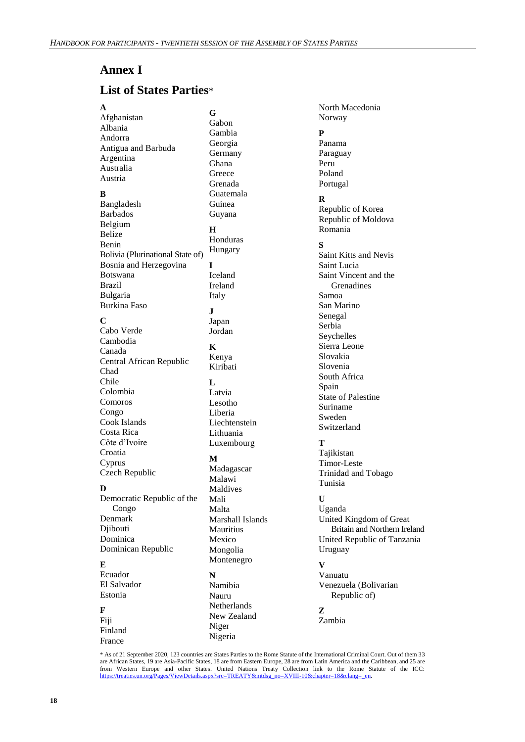# Annex I

## List of States Parties*

**A**
Afghanistan
Albania
Andorra
Antigua and Barbuda
Argentina
Australia
Austria

**B**
Bangladesh
Barbados
Belgium
Belize
Benin
Bolivia (Plurinational State of)
Bosnia and Herzegovina
Botswana
Brazil
Bulgaria
Burkina Faso

**C**
Cabo Verde
Cambodia
Canada
Central African Republic
Chad
Chile
Colombia
Comoros
Congo
Cook Islands
Costa Rica
Côte d'Ivoire
Croatia
Cyprus
Czech Republic

**D**
Democratic Republic of the Congo
Denmark
Djibouti
Dominica
Dominican Republic

**E**
Ecuador
El Salvador
Estonia

**F**
Fiji
Finland
France

**G**
Gabon
Gambia
Georgia
Germany
Ghana
Greece
Grenada
Guatemala
Guinea
Guyana

**H**
Honduras
Hungary

**I**
Iceland
Ireland
Italy

**J**
Japan
Jordan

**K**
Kenya
Kiribati

**L**
Latvia
Lesotho
Liberia
Liechtenstein
Lithuania
Luxembourg

**M**
Madagascar
Malawi
Maldives
Mali
Malta
Marshall Islands
Mauritius
Mexico
Mongolia
Montenegro

**N**
Namibia
Nauru
Netherlands
New Zealand
Niger
Nigeria
North Macedonia
Norway

**P**
Panama
Paraguay
Peru
Poland
Portugal

**R**
Republic of Korea
Republic of Moldova
Romania

**S**
Saint Kitts and Nevis
Saint Lucia
Saint Vincent and the Grenadines
Samoa
San Marino
Senegal
Serbia
Seychelles
Sierra Leone
Slovakia
Slovenia
South Africa
Spain
State of Palestine
Suriname
Sweden
Switzerland

**T**
Tajikistan
Timor-Leste
Trinidad and Tobago
Tunisia

**U**
Uganda
United Kingdom of Great Britain and Northern Ireland
United Republic of Tanzania
Uruguay

**V**
Vanuatu
Venezuela (Bolivarian Republic of)

**Z**
Zambia

* As of 21 September 2020, 123 countries are States Parties to the Rome Statute of the International Criminal Court. Out of them 33 are African States, 19 are Asia-Pacific States, 18 are from Eastern Europe, 28 are from Latin America and the Caribbean, and 25 are from Western Europe and other States. United Nations Treaty Collection link to the Rome Statute of the ICC: https://treaties.un.org/Pages/ViewDetails.aspx?src=TREATY&mtdsg_no=XVIII-10&chapter=18&clang=_en.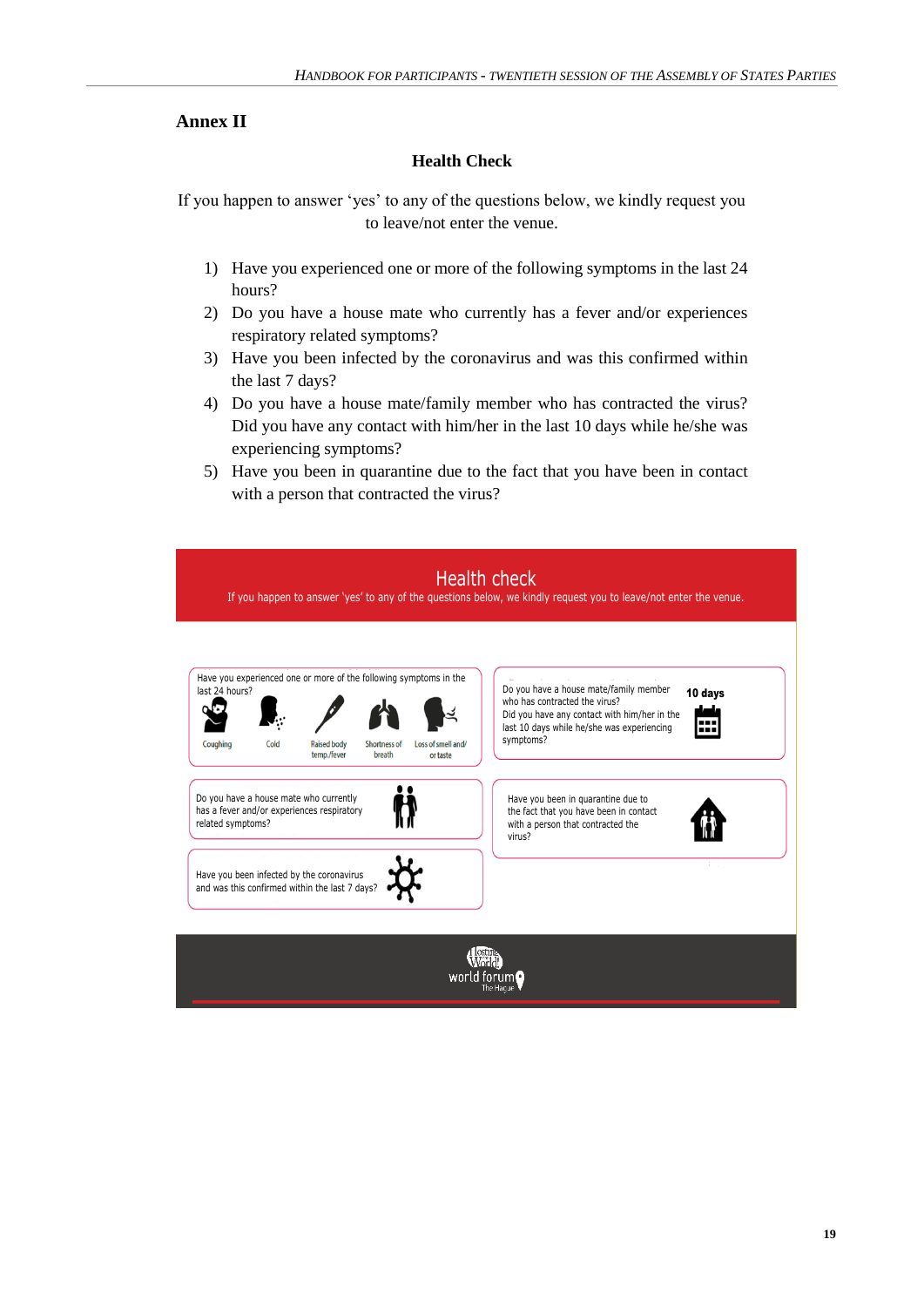## Annex II

### Health Check

If you happen to answer 'yes' to any of the questions below, we kindly request you to leave/not enter the venue.

1) Have you experienced one or more of the following symptoms in the last 24 hours?
2) Do you have a house mate who currently has a fever and/or experiences respiratory related symptoms?
3) Have you been infected by the coronavirus and was this confirmed within the last 7 days?
4) Do you have a house mate/family member who has contracted the virus? Did you have any contact with him/her in the last 10 days while he/she was experiencing symptoms?
5) Have you been in quarantine due to the fact that you have been in contact with a person that contracted the virus?

Health check

If you happen to answer 'yes' to any of the questions below, we kindly request you to leave/not enter the venue.

Have you experienced one or more of the following symptoms in the last 24 hours?

Coughing

Cold

Raised body temp./fever

Shortness of breath

Loss of smell and/ or taste

Do you have a house mate/family member who has contracted the virus? Did you have any contact with him/her in the last 10 days while he/she was experiencing symptoms?

10 days

Do you have a house mate who currently has a fever and/or experiences respiratory related symptoms?

Have you been in quarantine due to the fact that you have been in contact with a person that contracted the virus?

Have you been infected by the coronavirus and was this confirmed within the last 7 days?

Hosting the World

world forum

The Hague